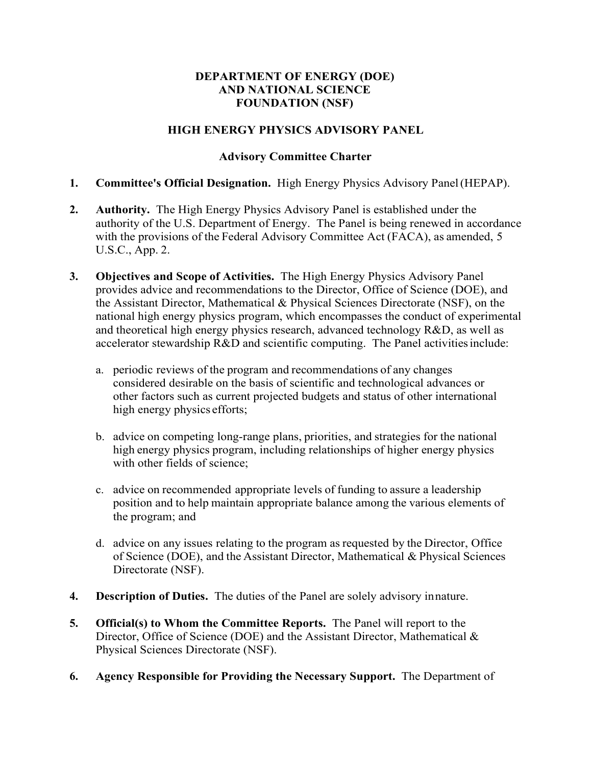# DEPARTMENT OF ENERGY (DOE) AND NATIONAL SCIENCE FOUNDATION (NSF)

## HIGH ENERGY PHYSICS ADVISORY PANEL

### Advisory Committee Charter

1. **Committee's Official Designation.** High Energy Physics Advisory Panel (HEPAP).

2. **Authority.** The High Energy Physics Advisory Panel is established under the authority of the U.S. Department of Energy. The Panel is being renewed in accordance with the provisions of the Federal Advisory Committee Act (FACA), as amended, 5 U.S.C., App. 2.

3. **Objectives and Scope of Activities.** The High Energy Physics Advisory Panel provides advice and recommendations to the Director, Office of Science (DOE), and the Assistant Director, Mathematical & Physical Sciences Directorate (NSF), on the national high energy physics program, which encompasses the conduct of experimental and theoretical high energy physics research, advanced technology R&D, as well as accelerator stewardship R&D and scientific computing. The Panel activities include:

   a. periodic reviews of the program and recommendations of any changes considered desirable on the basis of scientific and technological advances or other factors such as current projected budgets and status of other international high energy physics efforts;

   b. advice on competing long-range plans, priorities, and strategies for the national high energy physics program, including relationships of higher energy physics with other fields of science;

   c. advice on recommended appropriate levels of funding to assure a leadership position and to help maintain appropriate balance among the various elements of the program; and

   d. advice on any issues relating to the program as requested by the Director, Office of Science (DOE), and the Assistant Director, Mathematical & Physical Sciences Directorate (NSF).

4. **Description of Duties.** The duties of the Panel are solely advisory in nature.

5. **Official(s) to Whom the Committee Reports.** The Panel will report to the Director, Office of Science (DOE) and the Assistant Director, Mathematical & Physical Sciences Directorate (NSF).

6. **Agency Responsible for Providing the Necessary Support.** The Department of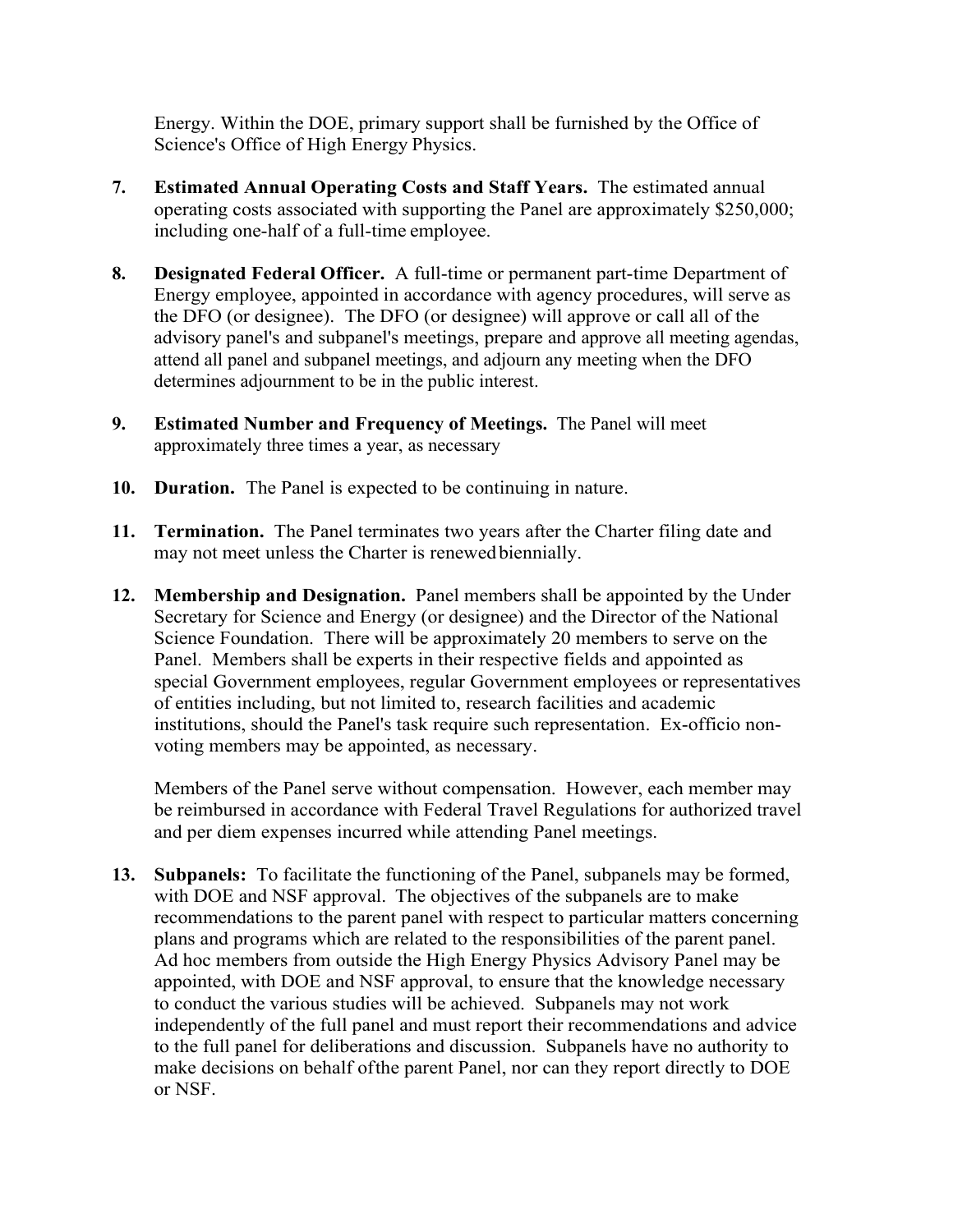Energy. Within the DOE, primary support shall be furnished by the Office of Science's Office of High Energy Physics.

7. **Estimated Annual Operating Costs and Staff Years.** The estimated annual operating costs associated with supporting the Panel are approximately $250,000; including one-half of a full-time employee.

8. **Designated Federal Officer.** A full-time or permanent part-time Department of Energy employee, appointed in accordance with agency procedures, will serve as the DFO (or designee). The DFO (or designee) will approve or call all of the advisory panel's and subpanel's meetings, prepare and approve all meeting agendas, attend all panel and subpanel meetings, and adjourn any meeting when the DFO determines adjournment to be in the public interest.

9. **Estimated Number and Frequency of Meetings.** The Panel will meet approximately three times a year, as necessary

10. **Duration.** The Panel is expected to be continuing in nature.

11. **Termination.** The Panel terminates two years after the Charter filing date and may not meet unless the Charter is renewed biennially.

12. **Membership and Designation.** Panel members shall be appointed by the Under Secretary for Science and Energy (or designee) and the Director of the National Science Foundation. There will be approximately 20 members to serve on the Panel. Members shall be experts in their respective fields and appointed as special Government employees, regular Government employees or representatives of entities including, but not limited to, research facilities and academic institutions, should the Panel's task require such representation. Ex-officio non-voting members may be appointed, as necessary.

    Members of the Panel serve without compensation. However, each member may be reimbursed in accordance with Federal Travel Regulations for authorized travel and per diem expenses incurred while attending Panel meetings.

13. **Subpanels:** To facilitate the functioning of the Panel, subpanels may be formed, with DOE and NSF approval. The objectives of the subpanels are to make recommendations to the parent panel with respect to particular matters concerning plans and programs which are related to the responsibilities of the parent panel. Ad hoc members from outside the High Energy Physics Advisory Panel may be appointed, with DOE and NSF approval, to ensure that the knowledge necessary to conduct the various studies will be achieved. Subpanels may not work independently of the full panel and must report their recommendations and advice to the full panel for deliberations and discussion. Subpanels have no authority to make decisions on behalf of the parent Panel, nor can they report directly to DOE or NSF.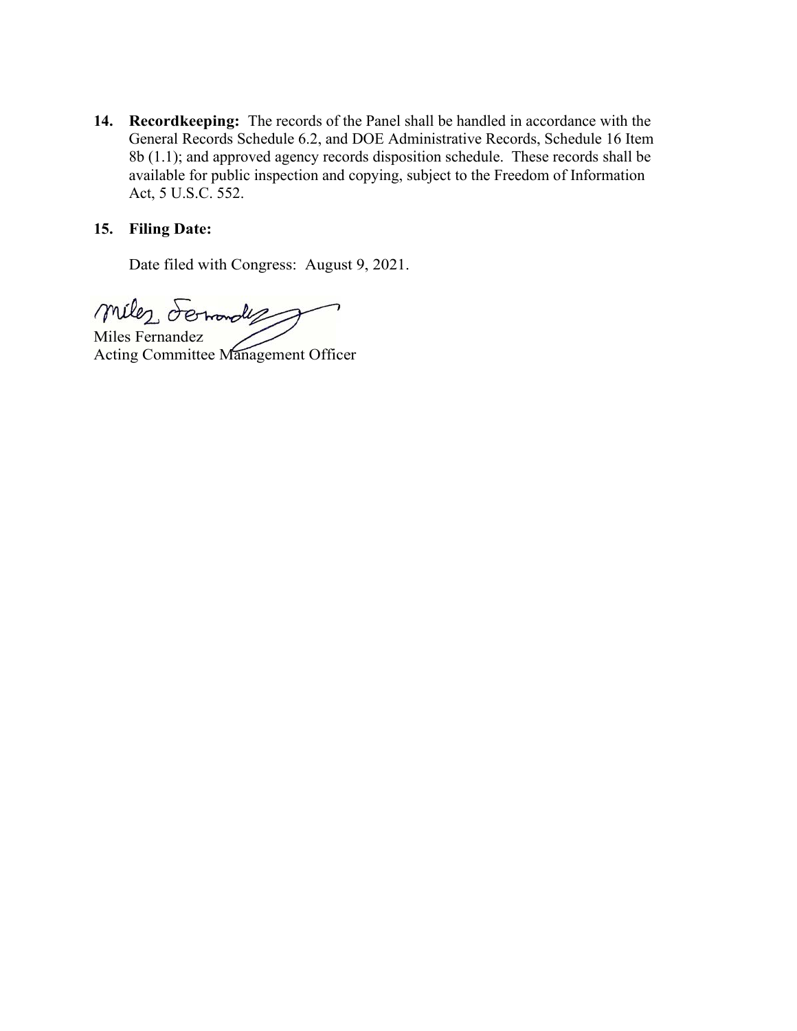**14. Recordkeeping:** The records of the Panel shall be handled in accordance with the General Records Schedule 6.2, and DOE Administrative Records, Schedule 16 Item 8b (1.1); and approved agency records disposition schedule. These records shall be available for public inspection and copying, subject to the Freedom of Information Act, 5 U.S.C. 552.

**15. Filing Date:**

Date filed with Congress: August 9, 2021.

Miles Fernandez
Acting Committee Management Officer